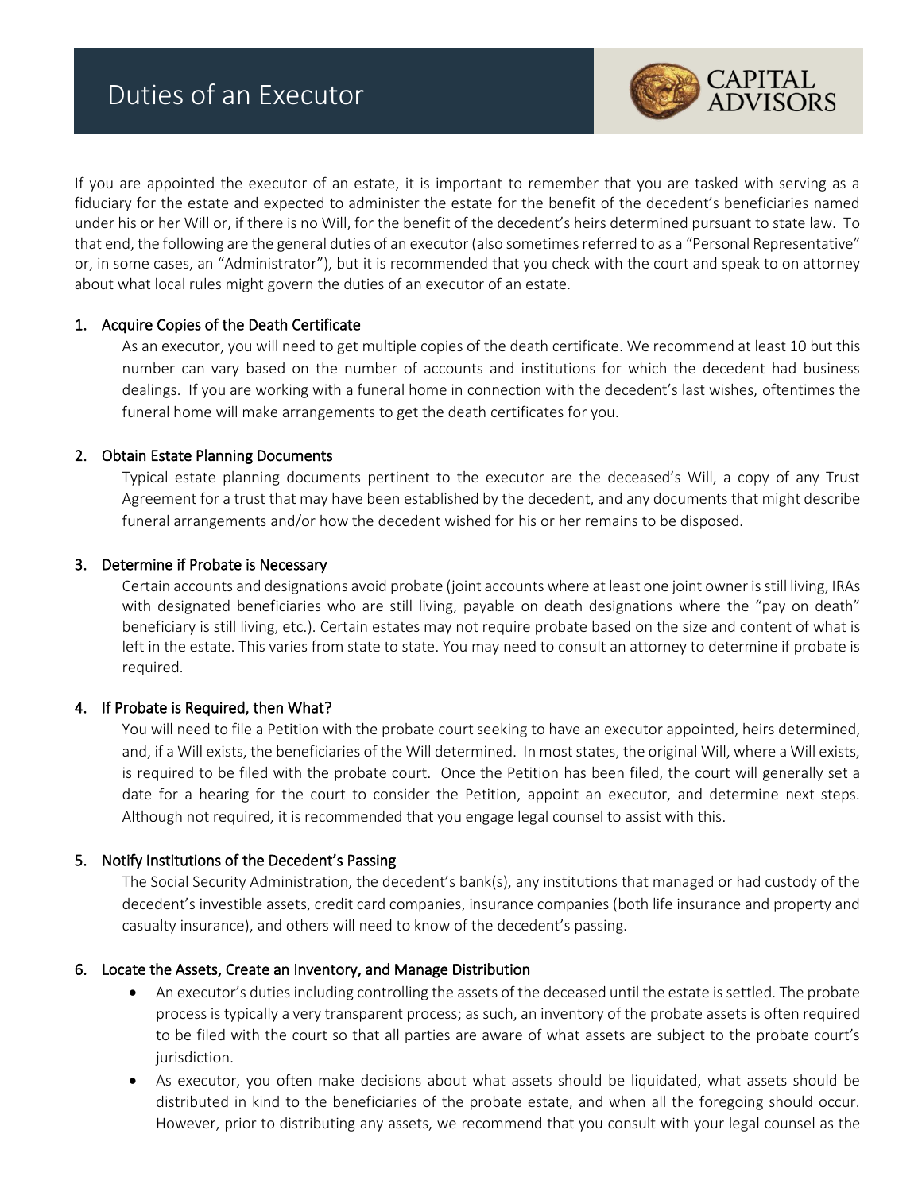# Duties of an Executor

CAPITAL ADVISORS

If you are appointed the executor of an estate, it is important to remember that you are tasked with serving as a fiduciary for the estate and expected to administer the estate for the benefit of the decedent's beneficiaries named under his or her Will or, if there is no Will, for the benefit of the decedent's heirs determined pursuant to state law. To that end, the following are the general duties of an executor (also sometimes referred to as a "Personal Representative" or, in some cases, an "Administrator"), but it is recommended that you check with the court and speak to on attorney about what local rules might govern the duties of an executor of an estate.

1. Acquire Copies of the Death Certificate

   As an executor, you will need to get multiple copies of the death certificate. We recommend at least 10 but this number can vary based on the number of accounts and institutions for which the decedent had business dealings. If you are working with a funeral home in connection with the decedent's last wishes, oftentimes the funeral home will make arrangements to get the death certificates for you.

2. Obtain Estate Planning Documents

   Typical estate planning documents pertinent to the executor are the deceased's Will, a copy of any Trust Agreement for a trust that may have been established by the decedent, and any documents that might describe funeral arrangements and/or how the decedent wished for his or her remains to be disposed.

3. Determine if Probate is Necessary

   Certain accounts and designations avoid probate (joint accounts where at least one joint owner is still living, IRAs with designated beneficiaries who are still living, payable on death designations where the "pay on death" beneficiary is still living, etc.). Certain estates may not require probate based on the size and content of what is left in the estate. This varies from state to state. You may need to consult an attorney to determine if probate is required.

4. If Probate is Required, then What?

   You will need to file a Petition with the probate court seeking to have an executor appointed, heirs determined, and, if a Will exists, the beneficiaries of the Will determined. In most states, the original Will, where a Will exists, is required to be filed with the probate court. Once the Petition has been filed, the court will generally set a date for a hearing for the court to consider the Petition, appoint an executor, and determine next steps. Although not required, it is recommended that you engage legal counsel to assist with this.

5. Notify Institutions of the Decedent's Passing

   The Social Security Administration, the decedent's bank(s), any institutions that managed or had custody of the decedent's investible assets, credit card companies, insurance companies (both life insurance and property and casualty insurance), and others will need to know of the decedent's passing.

6. Locate the Assets, Create an Inventory, and Manage Distribution

   - An executor's duties including controlling the assets of the deceased until the estate is settled. The probate process is typically a very transparent process; as such, an inventory of the probate assets is often required to be filed with the court so that all parties are aware of what assets are subject to the probate court's jurisdiction.
   - As executor, you often make decisions about what assets should be liquidated, what assets should be distributed in kind to the beneficiaries of the probate estate, and when all the foregoing should occur. However, prior to distributing any assets, we recommend that you consult with your legal counsel as the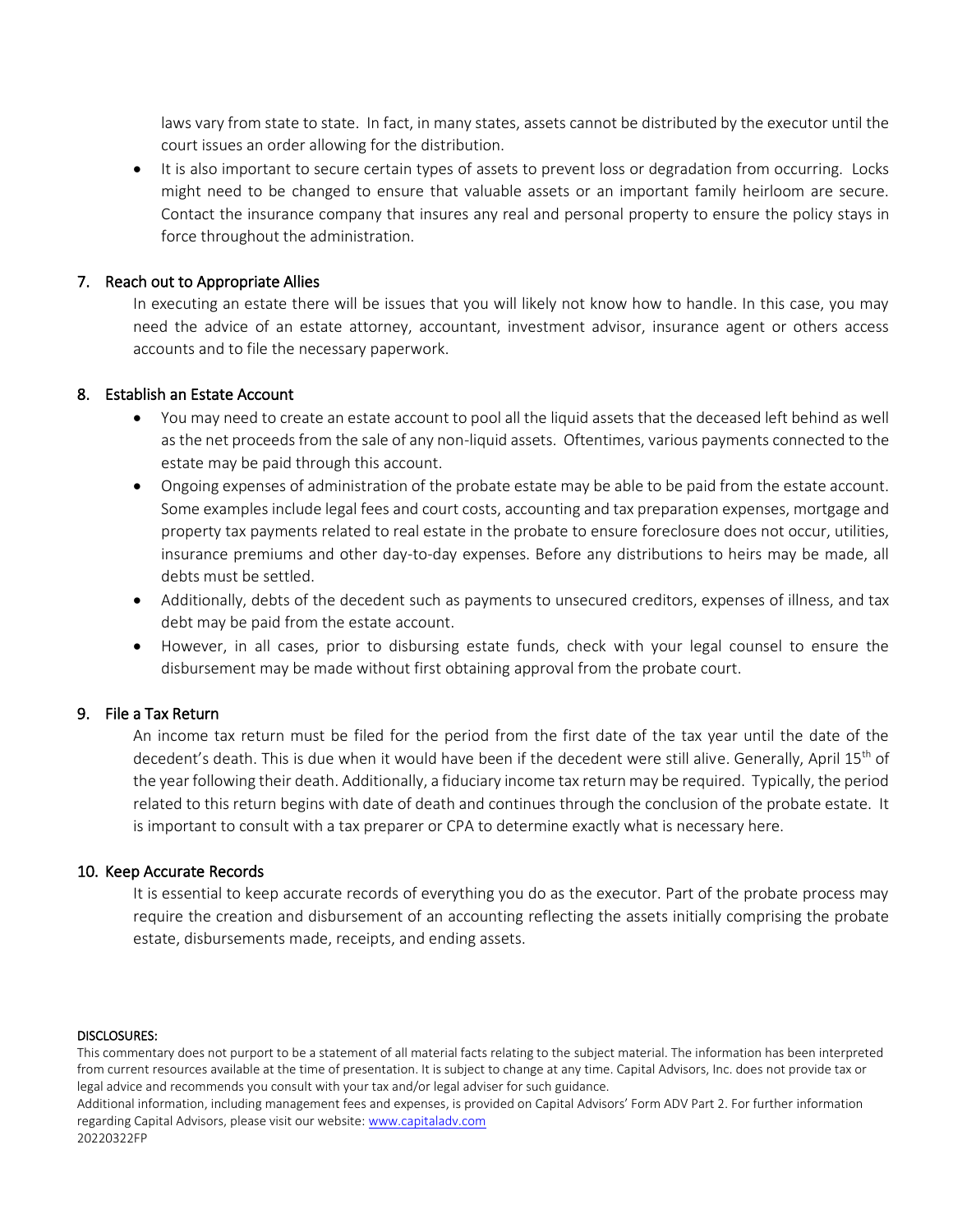laws vary from state to state. In fact, in many states, assets cannot be distributed by the executor until the court issues an order allowing for the distribution.

- It is also important to secure certain types of assets to prevent loss or degradation from occurring. Locks might need to be changed to ensure that valuable assets or an important family heirloom are secure. Contact the insurance company that insures any real and personal property to ensure the policy stays in force throughout the administration.

### 7. Reach out to Appropriate Allies

In executing an estate there will be issues that you will likely not know how to handle. In this case, you may need the advice of an estate attorney, accountant, investment advisor, insurance agent or others access accounts and to file the necessary paperwork.

### 8. Establish an Estate Account

- You may need to create an estate account to pool all the liquid assets that the deceased left behind as well as the net proceeds from the sale of any non-liquid assets. Oftentimes, various payments connected to the estate may be paid through this account.
- Ongoing expenses of administration of the probate estate may be able to be paid from the estate account. Some examples include legal fees and court costs, accounting and tax preparation expenses, mortgage and property tax payments related to real estate in the probate to ensure foreclosure does not occur, utilities, insurance premiums and other day-to-day expenses. Before any distributions to heirs may be made, all debts must be settled.
- Additionally, debts of the decedent such as payments to unsecured creditors, expenses of illness, and tax debt may be paid from the estate account.
- However, in all cases, prior to disbursing estate funds, check with your legal counsel to ensure the disbursement may be made without first obtaining approval from the probate court.

### 9. File a Tax Return

An income tax return must be filed for the period from the first date of the tax year until the date of the decedent's death. This is due when it would have been if the decedent were still alive. Generally, April 15th of the year following their death. Additionally, a fiduciary income tax return may be required. Typically, the period related to this return begins with date of death and continues through the conclusion of the probate estate. It is important to consult with a tax preparer or CPA to determine exactly what is necessary here.

### 10. Keep Accurate Records

It is essential to keep accurate records of everything you do as the executor. Part of the probate process may require the creation and disbursement of an accounting reflecting the assets initially comprising the probate estate, disbursements made, receipts, and ending assets.

DISCLOSURES:

This commentary does not purport to be a statement of all material facts relating to the subject material. The information has been interpreted from current resources available at the time of presentation. It is subject to change at any time. Capital Advisors, Inc. does not provide tax or legal advice and recommends you consult with your tax and/or legal adviser for such guidance.

Additional information, including management fees and expenses, is provided on Capital Advisors' Form ADV Part 2. For further information regarding Capital Advisors, please visit our website: [www.capitaladv.com](http://www.capitaladv.com)

20220322FP